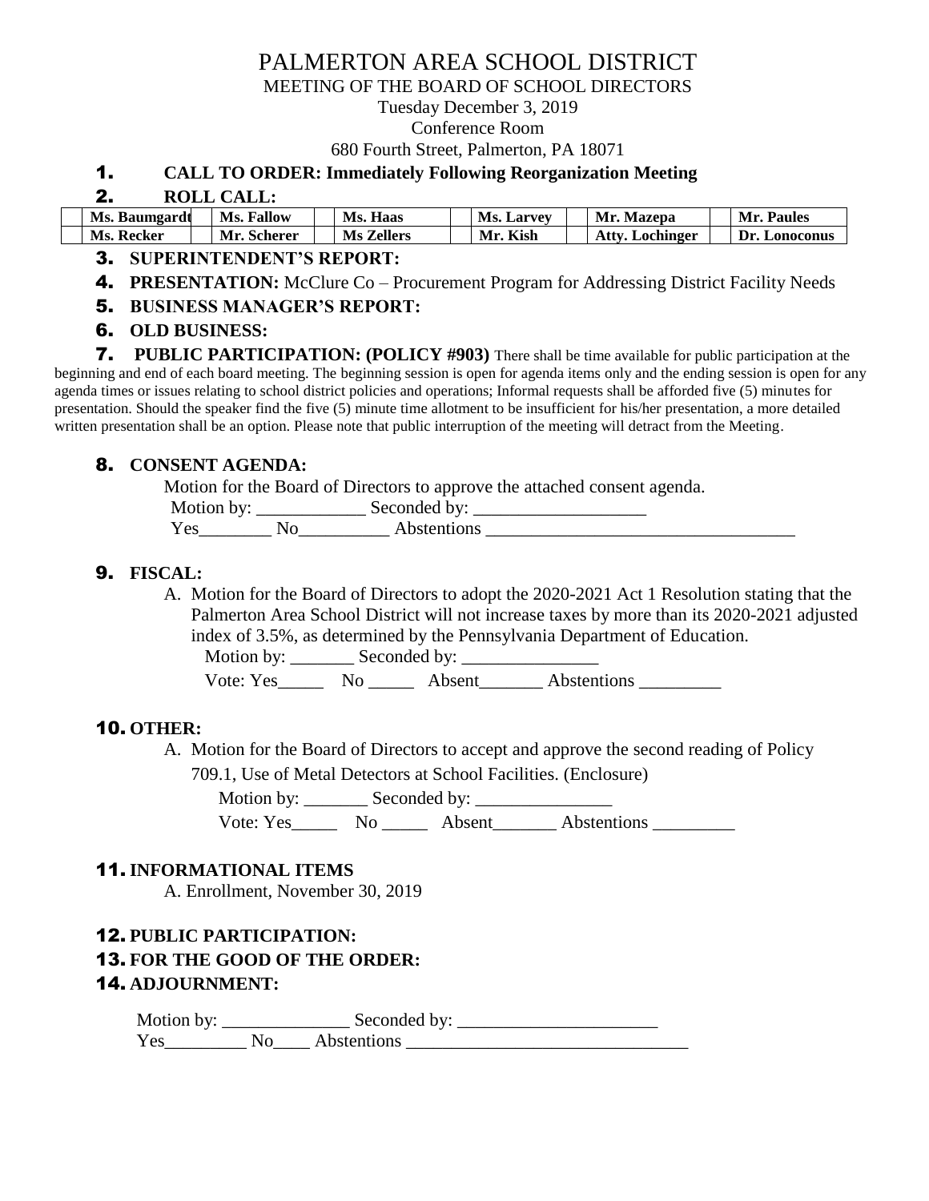# PALMERTON AREA SCHOOL DISTRICT

MEETING OF THE BOARD OF SCHOOL DIRECTORS

Tuesday December 3, 2019

Conference Room

680 Fourth Street, Palmerton, PA 18071

**1. CALL TO ORDER: Immediately Following Reorganization Meeting**

**2. ROLL CALL:**

| | | | | | | | | | | | |
|---|---|---|---|---|---|---|---|---|---|---|---|
| | **Ms. Baumgardt** | | **Ms. Fallow** | | **Ms. Haas** | | **Ms. Larvey** | | **Mr. Mazepa** | | **Mr. Paules** |
| | **Ms. Recker** | | **Mr. Scherer** | | **Ms Zellers** | | **Mr. Kish** | | **Atty. Lochinger** | | **Dr. Lonoconus** |

**3. SUPERINTENDENT'S REPORT:**

**4. PRESENTATION:** McClure Co – Procurement Program for Addressing District Facility Needs

**5. BUSINESS MANAGER'S REPORT:**

**6. OLD BUSINESS:**

**7. PUBLIC PARTICIPATION: (POLICY #903)** There shall be time available for public participation at the beginning and end of each board meeting. The beginning session is open for agenda items only and the ending session is open for any agenda times or issues relating to school district policies and operations; Informal requests shall be afforded five (5) minutes for presentation. Should the speaker find the five (5) minute time allotment to be insufficient for his/her presentation, a more detailed written presentation shall be an option. Please note that public interruption of the meeting will detract from the Meeting.

**8. CONSENT AGENDA:**

Motion for the Board of Directors to approve the attached consent agenda.

Motion by: ____________ Seconded by: ___________________

Yes________ No__________ Abstentions __________________________________

**9. FISCAL:**

A. Motion for the Board of Directors to adopt the 2020-2021 Act 1 Resolution stating that the Palmerton Area School District will not increase taxes by more than its 2020-2021 adjusted index of 3.5%, as determined by the Pennsylvania Department of Education.

Motion by: _______ Seconded by: _______________

Vote: Yes_____ No _____ Absent_______ Abstentions _________

**10. OTHER:**

A. Motion for the Board of Directors to accept and approve the second reading of Policy 709.1, Use of Metal Detectors at School Facilities. (Enclosure)

Motion by: _______ Seconded by: _______________

Vote: Yes_____ No _____ Absent_______ Abstentions _________

**11. INFORMATIONAL ITEMS**

A. Enrollment, November 30, 2019

**12. PUBLIC PARTICIPATION:**

**13. FOR THE GOOD OF THE ORDER:**

**14. ADJOURNMENT:**

Motion by: ______________ Seconded by: ______________________

Yes_________ No____ Abstentions _______________________________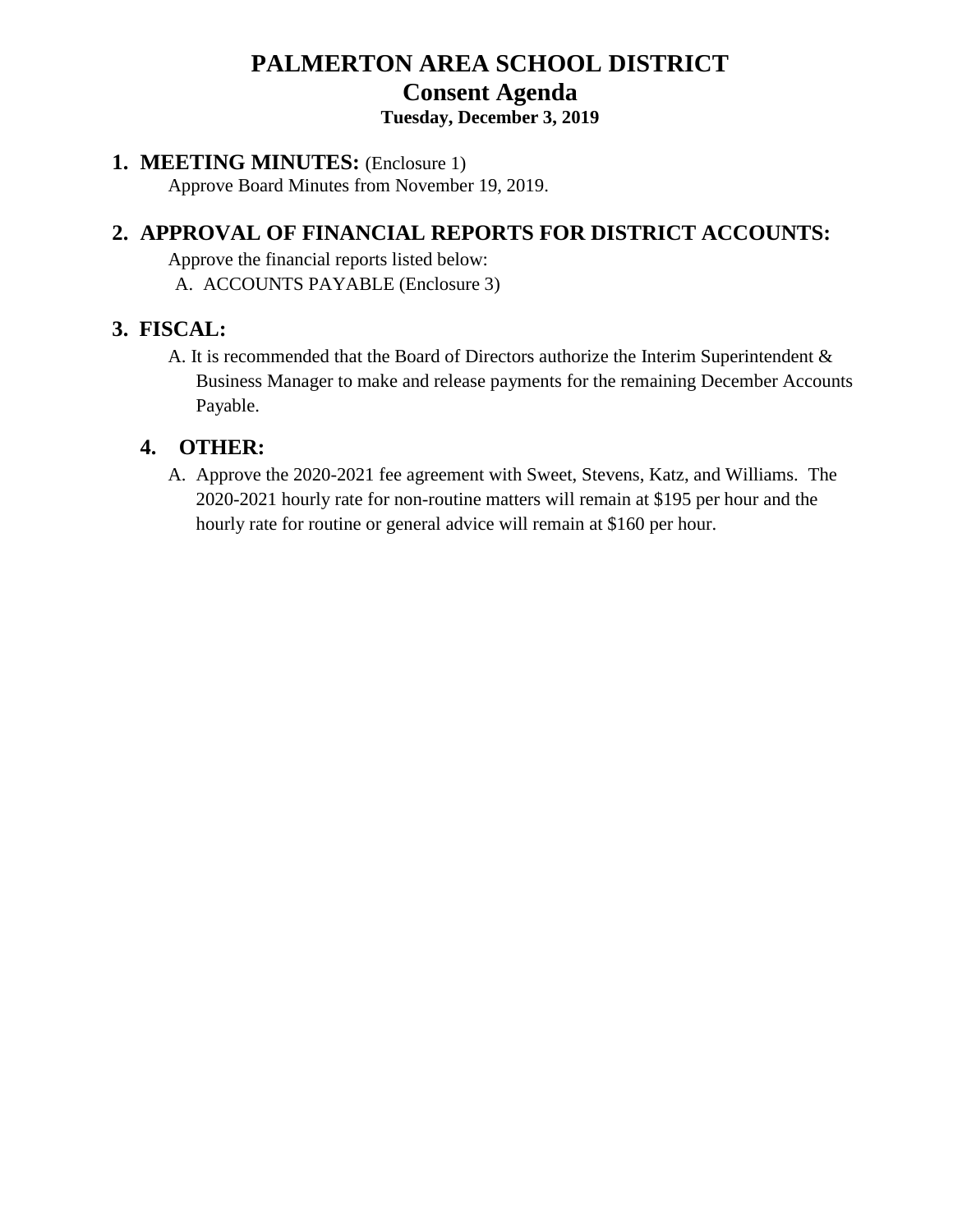# PALMERTON AREA SCHOOL DISTRICT
## Consent Agenda
### Tuesday, December 3, 2019

1. **MEETING MINUTES:** (Enclosure 1)

   Approve Board Minutes from November 19, 2019.

2. **APPROVAL OF FINANCIAL REPORTS FOR DISTRICT ACCOUNTS:**

   Approve the financial reports listed below:

   A. ACCOUNTS PAYABLE (Enclosure 3)

3. **FISCAL:**

   A. It is recommended that the Board of Directors authorize the Interim Superintendent & Business Manager to make and release payments for the remaining December Accounts Payable.

4. **OTHER:**

   A. Approve the 2020-2021 fee agreement with Sweet, Stevens, Katz, and Williams. The 2020-2021 hourly rate for non-routine matters will remain at $195 per hour and the hourly rate for routine or general advice will remain at $160 per hour.